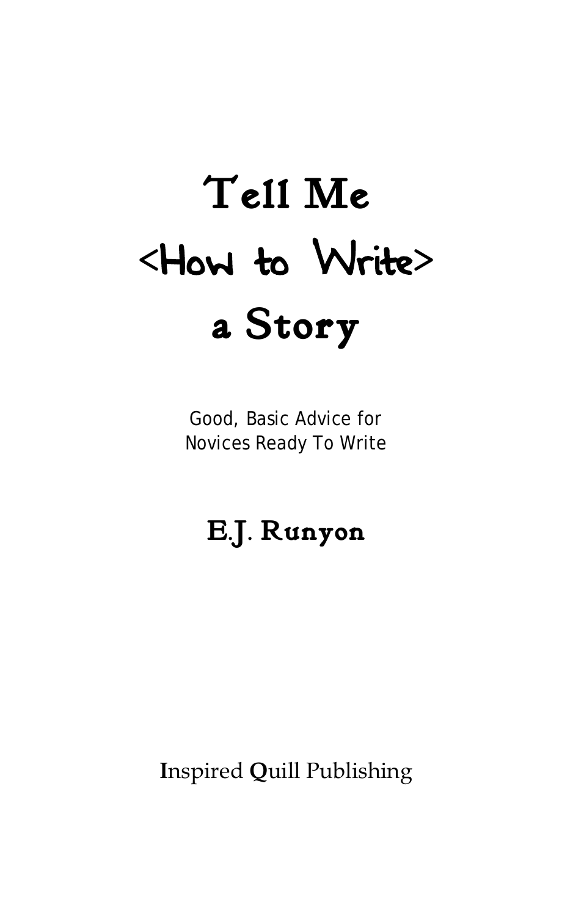# Tell Me <How to Write> a Story

Good, Basic Advice for
Novices Ready To Write

E.J. Runyon

Inspired Quill Publishing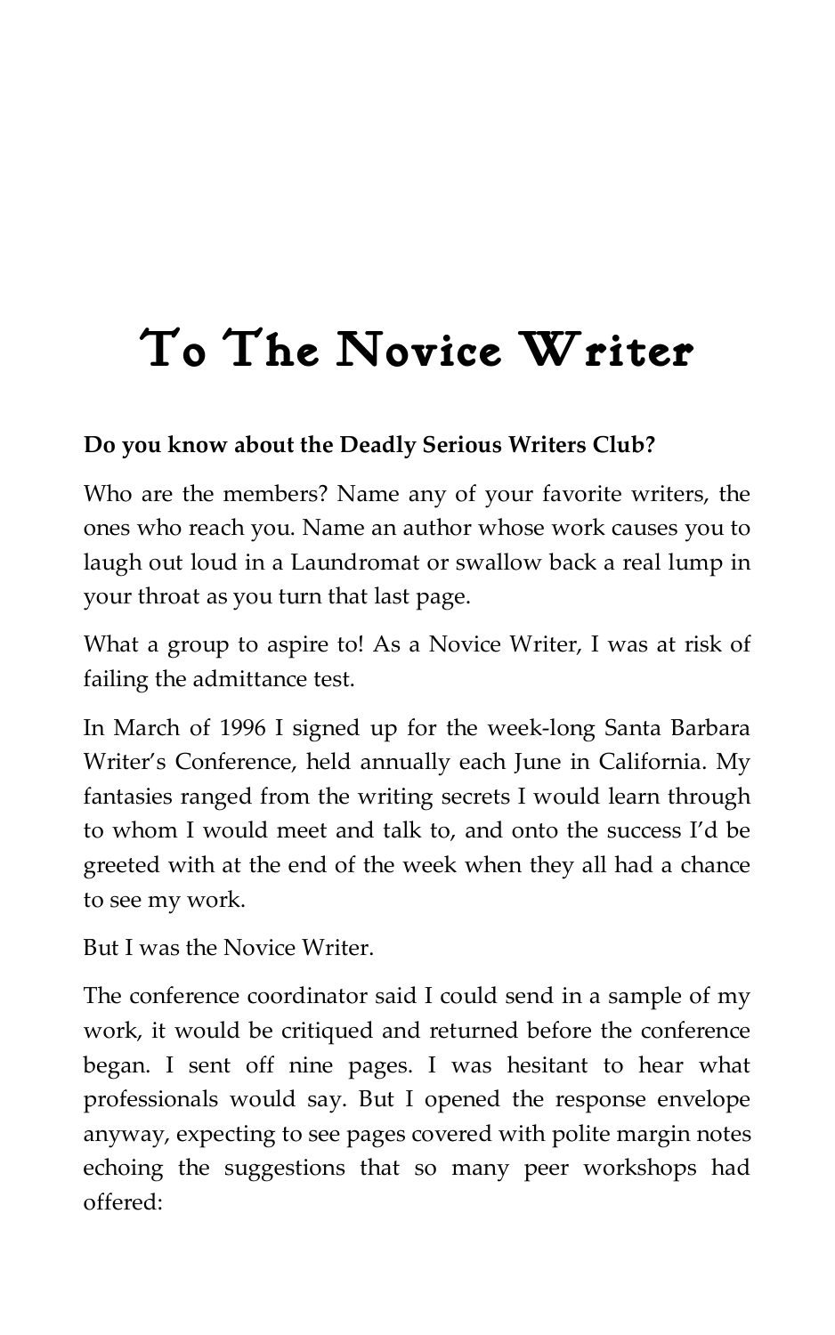# To The Novice Writer

**Do you know about the Deadly Serious Writers Club?**

Who are the members? Name any of your favorite writers, the ones who reach you. Name an author whose work causes you to laugh out loud in a Laundromat or swallow back a real lump in your throat as you turn that last page.

What a group to aspire to! As a Novice Writer, I was at risk of failing the admittance test.

In March of 1996 I signed up for the week-long Santa Barbara Writer's Conference, held annually each June in California. My fantasies ranged from the writing secrets I would learn through to whom I would meet and talk to, and onto the success I'd be greeted with at the end of the week when they all had a chance to see my work.

But I was the Novice Writer.

The conference coordinator said I could send in a sample of my work, it would be critiqued and returned before the conference began. I sent off nine pages. I was hesitant to hear what professionals would say. But I opened the response envelope anyway, expecting to see pages covered with polite margin notes echoing the suggestions that so many peer workshops had offered: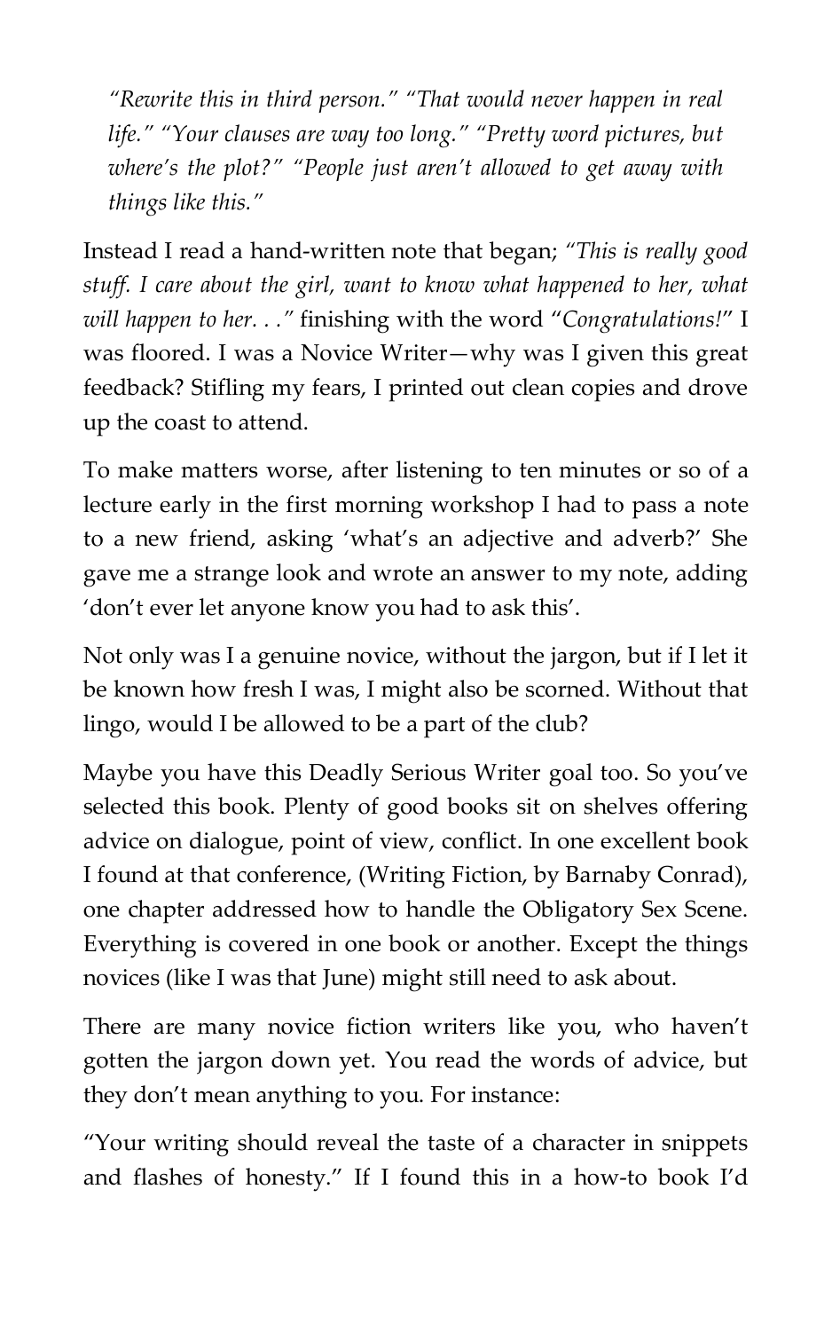*"Rewrite this in third person." "That would never happen in real life." "Your clauses are way too long." "Pretty word pictures, but where's the plot?" "People just aren't allowed to get away with things like this."*

Instead I read a hand-written note that began; *"This is really good stuff. I care about the girl, want to know what happened to her, what will happen to her. . ."* finishing with the word "*Congratulations!*" I was floored. I was a Novice Writer—why was I given this great feedback? Stifling my fears, I printed out clean copies and drove up the coast to attend.

To make matters worse, after listening to ten minutes or so of a lecture early in the first morning workshop I had to pass a note to a new friend, asking 'what's an adjective and adverb?' She gave me a strange look and wrote an answer to my note, adding 'don't ever let anyone know you had to ask this'.

Not only was I a genuine novice, without the jargon, but if I let it be known how fresh I was, I might also be scorned. Without that lingo, would I be allowed to be a part of the club?

Maybe you have this Deadly Serious Writer goal too. So you've selected this book. Plenty of good books sit on shelves offering advice on dialogue, point of view, conflict. In one excellent book I found at that conference, (Writing Fiction, by Barnaby Conrad), one chapter addressed how to handle the Obligatory Sex Scene. Everything is covered in one book or another. Except the things novices (like I was that June) might still need to ask about.

There are many novice fiction writers like you, who haven't gotten the jargon down yet. You read the words of advice, but they don't mean anything to you. For instance:

"Your writing should reveal the taste of a character in snippets and flashes of honesty." If I found this in a how-to book I'd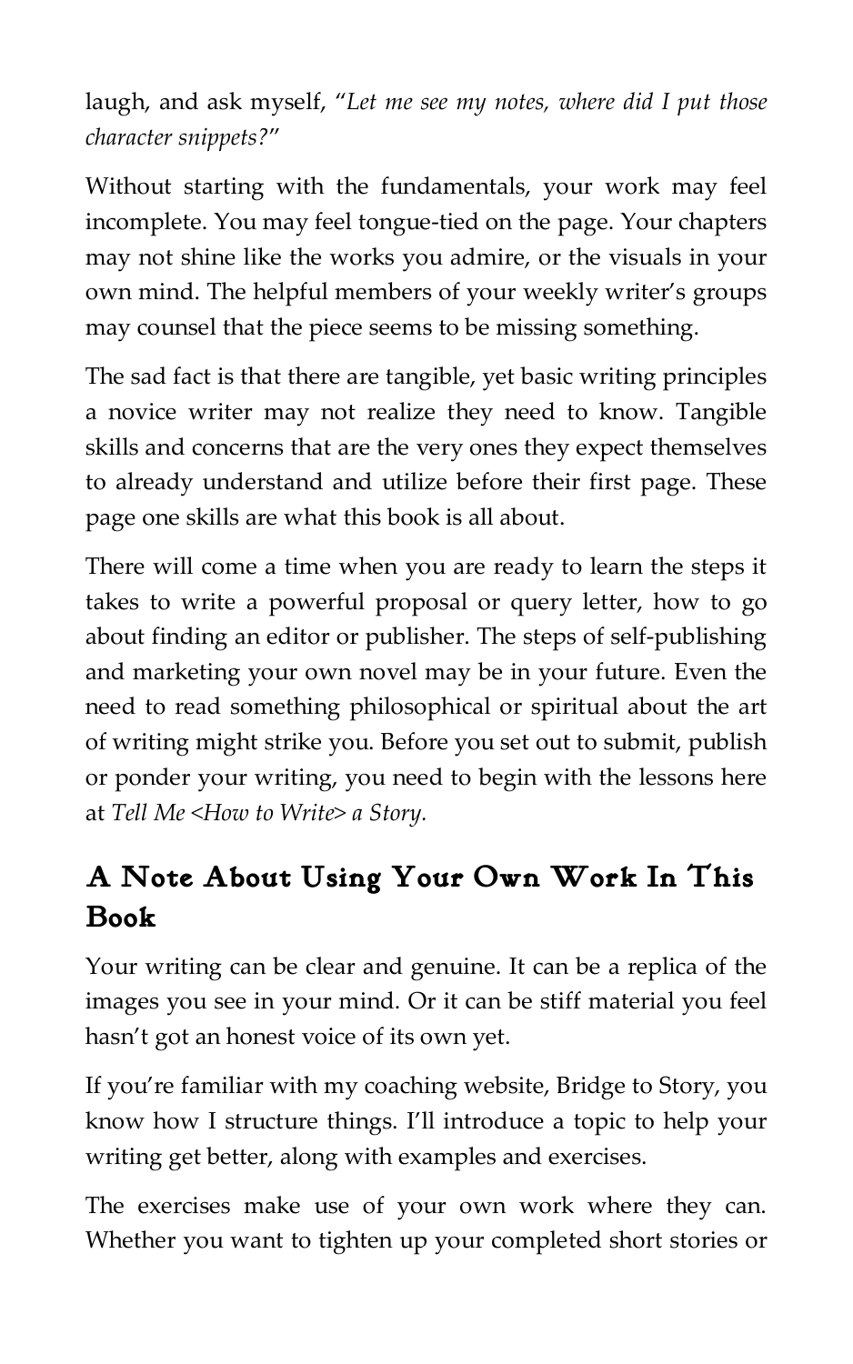laugh, and ask myself, "*Let me see my notes, where did I put those character snippets?*"

Without starting with the fundamentals, your work may feel incomplete. You may feel tongue-tied on the page. Your chapters may not shine like the works you admire, or the visuals in your own mind. The helpful members of your weekly writer's groups may counsel that the piece seems to be missing something.

The sad fact is that there are tangible, yet basic writing principles a novice writer may not realize they need to know. Tangible skills and concerns that are the very ones they expect themselves to already understand and utilize before their first page. These page one skills are what this book is all about.

There will come a time when you are ready to learn the steps it takes to write a powerful proposal or query letter, how to go about finding an editor or publisher. The steps of self-publishing and marketing your own novel may be in your future. Even the need to read something philosophical or spiritual about the art of writing might strike you. Before you set out to submit, publish or ponder your writing, you need to begin with the lessons here at *Tell Me <How to Write> a Story.*

## A Note About Using Your Own Work In This Book

Your writing can be clear and genuine. It can be a replica of the images you see in your mind. Or it can be stiff material you feel hasn't got an honest voice of its own yet.

If you're familiar with my coaching website, Bridge to Story, you know how I structure things. I'll introduce a topic to help your writing get better, along with examples and exercises.

The exercises make use of your own work where they can. Whether you want to tighten up your completed short stories or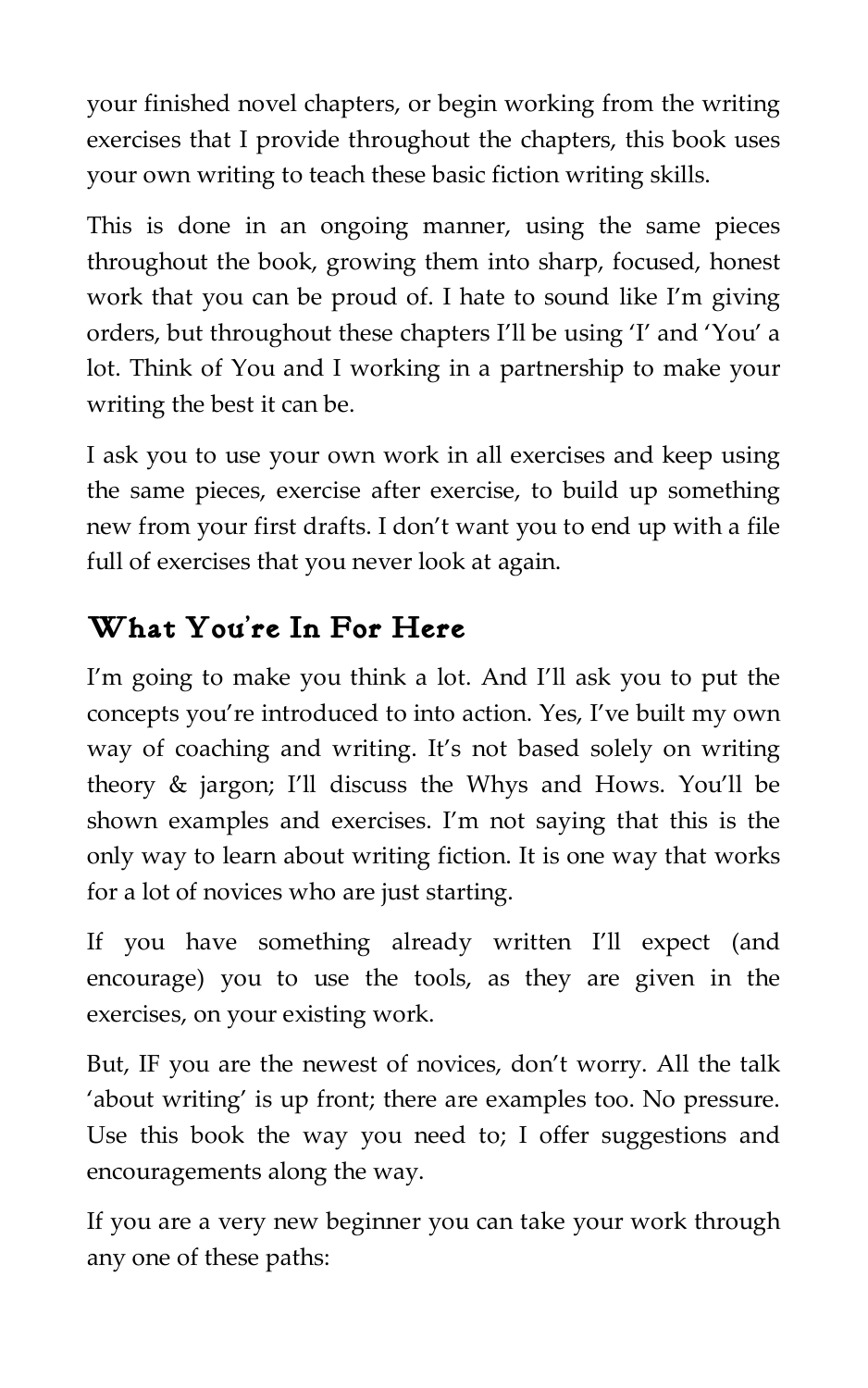your finished novel chapters, or begin working from the writing exercises that I provide throughout the chapters, this book uses your own writing to teach these basic fiction writing skills.

This is done in an ongoing manner, using the same pieces throughout the book, growing them into sharp, focused, honest work that you can be proud of. I hate to sound like I'm giving orders, but throughout these chapters I'll be using 'I' and 'You' a lot. Think of You and I working in a partnership to make your writing the best it can be.

I ask you to use your own work in all exercises and keep using the same pieces, exercise after exercise, to build up something new from your first drafts. I don't want you to end up with a file full of exercises that you never look at again.

## What You're In For Here

I'm going to make you think a lot. And I'll ask you to put the concepts you're introduced to into action. Yes, I've built my own way of coaching and writing. It's not based solely on writing theory & jargon; I'll discuss the Whys and Hows. You'll be shown examples and exercises. I'm not saying that this is the only way to learn about writing fiction. It is one way that works for a lot of novices who are just starting.

If you have something already written I'll expect (and encourage) you to use the tools, as they are given in the exercises, on your existing work.

But, IF you are the newest of novices, don't worry. All the talk 'about writing' is up front; there are examples too. No pressure. Use this book the way you need to; I offer suggestions and encouragements along the way.

If you are a very new beginner you can take your work through any one of these paths: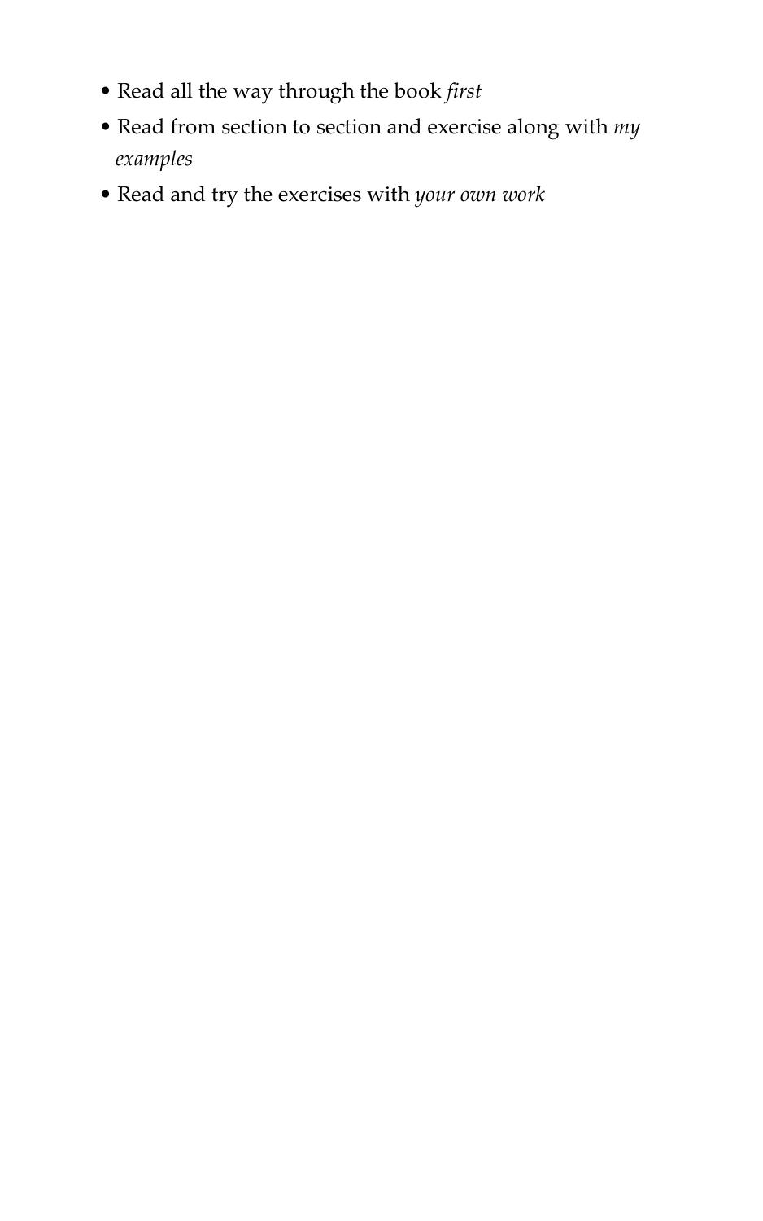- Read all the way through the book *first*
- Read from section to section and exercise along with *my examples*
- Read and try the exercises with *your own work*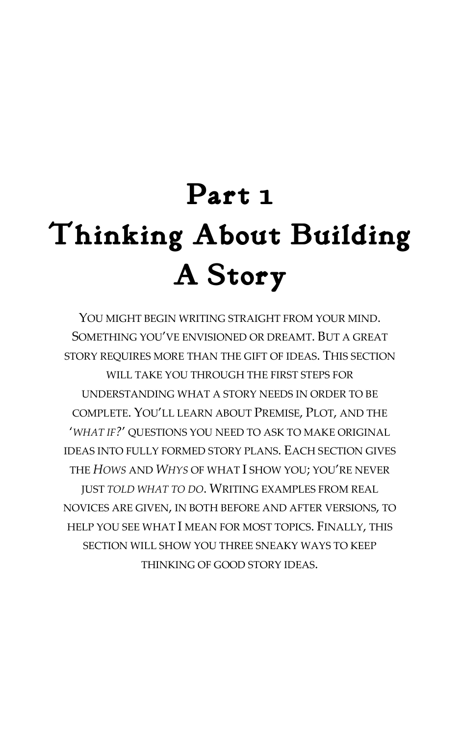# Part 1
# Thinking About Building A Story

You might begin writing straight from your mind. Something you've envisioned or dreamt. But a great story requires more than the gift of ideas. This section will take you through the first steps for understanding what a story needs in order to be complete. You'll learn about Premise, Plot, and the '*what if?*' questions you need to ask to make original ideas into fully formed story plans. Each section gives the *Hows* and *Whys* of what I show you; you're never just *told what to do*. Writing examples from real novices are given, in both before and after versions, to help you see what I mean for most topics. Finally, this section will show you three sneaky ways to keep thinking of good story ideas.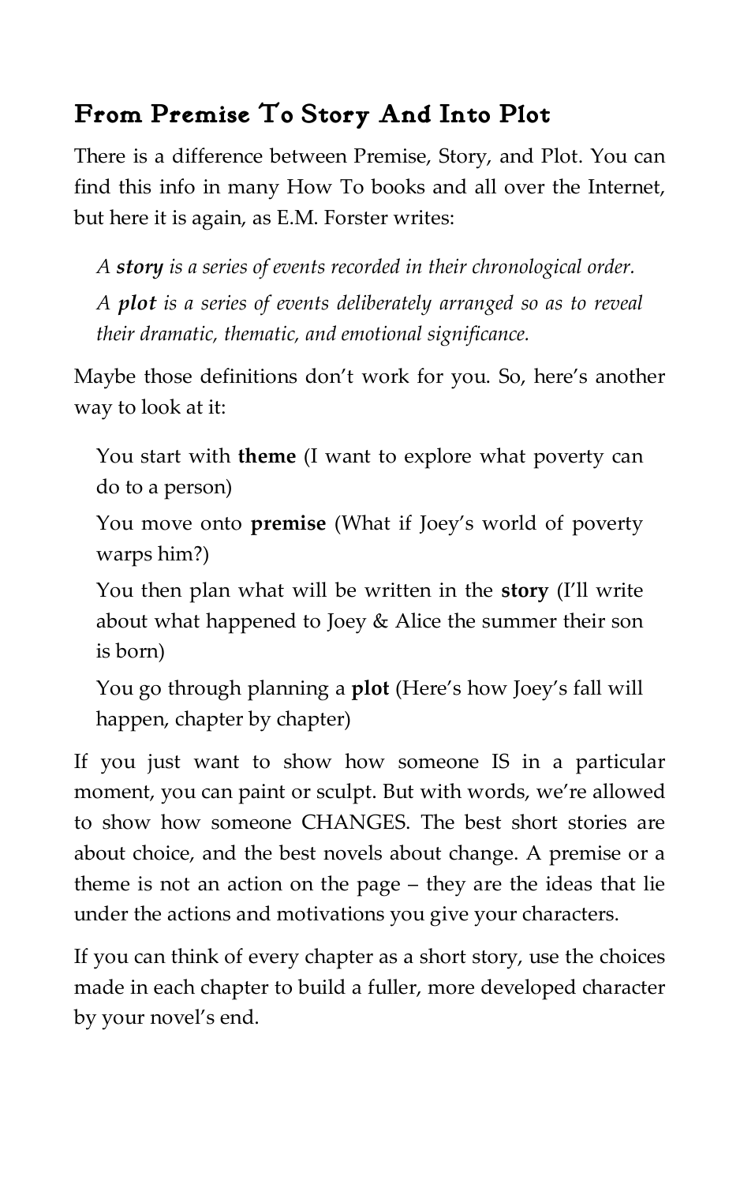## From Premise To Story And Into Plot

There is a difference between Premise, Story, and Plot. You can find this info in many How To books and all over the Internet, but here it is again, as E.M. Forster writes:

> *A **story** is a series of events recorded in their chronological order.*
>
> *A **plot** is a series of events deliberately arranged so as to reveal their dramatic, thematic, and emotional significance.*

Maybe those definitions don't work for you. So, here's another way to look at it:

> You start with **theme** (I want to explore what poverty can do to a person)
>
> You move onto **premise** (What if Joey's world of poverty warps him?)
>
> You then plan what will be written in the **story** (I'll write about what happened to Joey & Alice the summer their son is born)
>
> You go through planning a **plot** (Here's how Joey's fall will happen, chapter by chapter)

If you just want to show how someone IS in a particular moment, you can paint or sculpt. But with words, we're allowed to show how someone CHANGES. The best short stories are about choice, and the best novels about change. A premise or a theme is not an action on the page – they are the ideas that lie under the actions and motivations you give your characters.

If you can think of every chapter as a short story, use the choices made in each chapter to build a fuller, more developed character by your novel's end.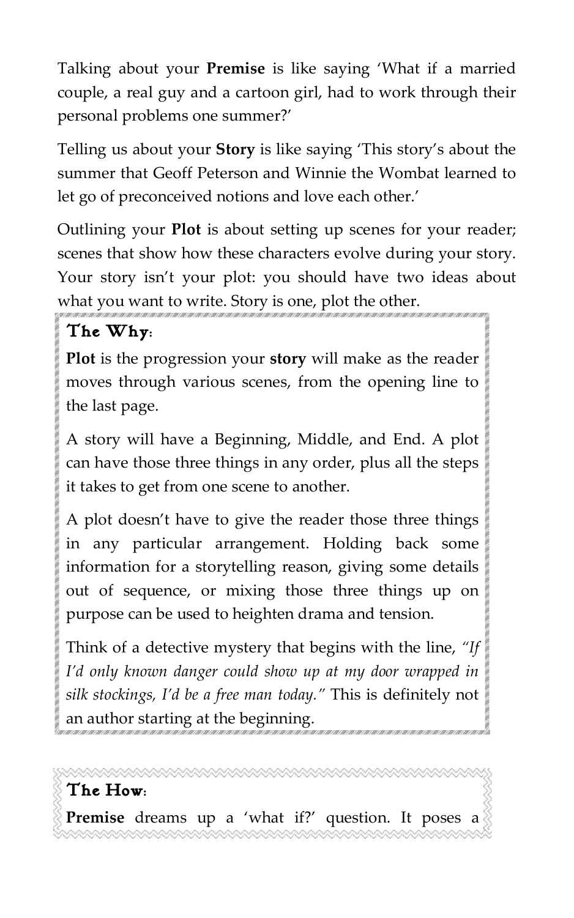Talking about your **Premise** is like saying 'What if a married couple, a real guy and a cartoon girl, had to work through their personal problems one summer?'

Telling us about your **Story** is like saying 'This story's about the summer that Geoff Peterson and Winnie the Wombat learned to let go of preconceived notions and love each other.'

Outlining your **Plot** is about setting up scenes for your reader; scenes that show how these characters evolve during your story. Your story isn't your plot: you should have two ideas about what you want to write. Story is one, plot the other.

### The Why:

**Plot** is the progression your **story** will make as the reader moves through various scenes, from the opening line to the last page.

A story will have a Beginning, Middle, and End. A plot can have those three things in any order, plus all the steps it takes to get from one scene to another.

A plot doesn't have to give the reader those three things in any particular arrangement. Holding back some information for a storytelling reason, giving some details out of sequence, or mixing those three things up on purpose can be used to heighten drama and tension.

Think of a detective mystery that begins with the line, *"If I'd only known danger could show up at my door wrapped in silk stockings, I'd be a free man today."* This is definitely not an author starting at the beginning.

### The How:

**Premise** dreams up a 'what if?' question. It poses a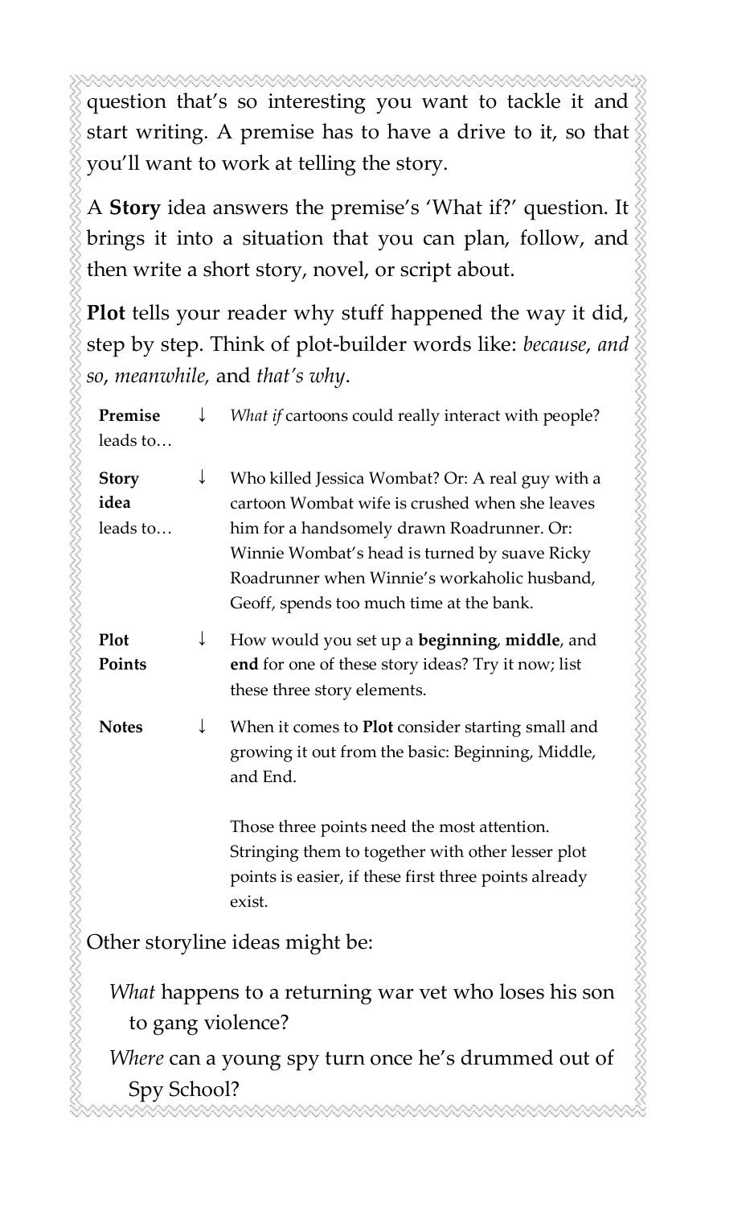question that's so interesting you want to tackle it and start writing. A premise has to have a drive to it, so that you'll want to work at telling the story.

A **Story** idea answers the premise's 'What if?' question. It brings it into a situation that you can plan, follow, and then write a short story, novel, or script about.

**Plot** tells your reader why stuff happened the way it did, step by step. Think of plot-builder words like: *because*, *and so*, *meanwhile,* and *that's why*.

| | | |
|---|---|---|
| **Premise** leads to… | ↓ | *What if* cartoons could really interact with people? |
| **Story idea** leads to… | ↓ | Who killed Jessica Wombat? Or: A real guy with a cartoon Wombat wife is crushed when she leaves him for a handsomely drawn Roadrunner. Or: Winnie Wombat's head is turned by suave Ricky Roadrunner when Winnie's workaholic husband, Geoff, spends too much time at the bank. |
| **Plot Points** | ↓ | How would you set up a **beginning**, **middle**, and **end** for one of these story ideas? Try it now; list these three story elements. |
| **Notes** | ↓ | When it comes to **Plot** consider starting small and growing it out from the basic: Beginning, Middle, and End.<br><br>Those three points need the most attention. Stringing them to together with other lesser plot points is easier, if these first three points already exist. |

Other storyline ideas might be:

*What* happens to a returning war vet who loses his son to gang violence?

*Where* can a young spy turn once he's drummed out of Spy School?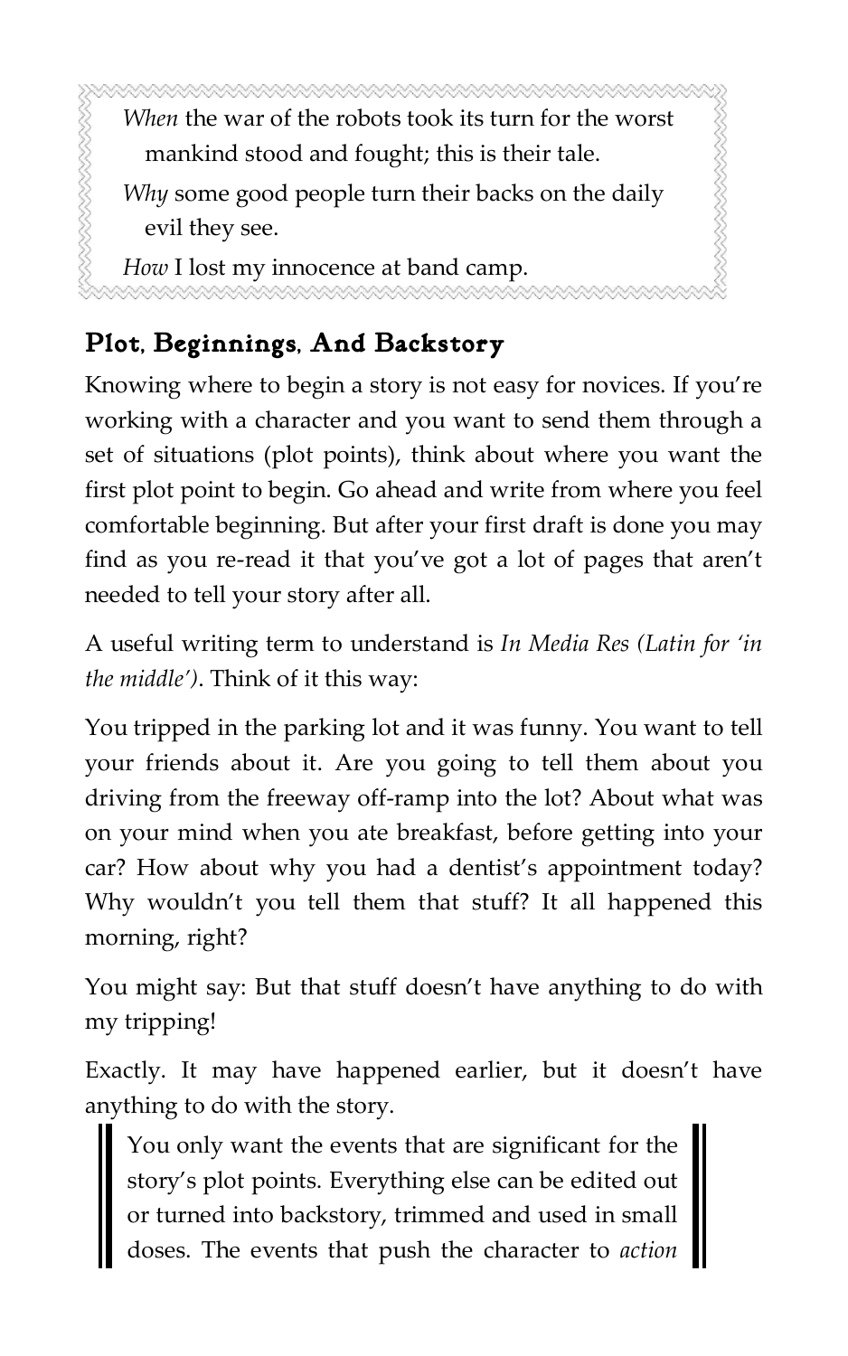*When* the war of the robots took its turn for the worst mankind stood and fought; this is their tale.

*Why* some good people turn their backs on the daily evil they see.

*How* I lost my innocence at band camp.

## Plot, Beginnings, And Backstory

Knowing where to begin a story is not easy for novices. If you're working with a character and you want to send them through a set of situations (plot points), think about where you want the first plot point to begin. Go ahead and write from where you feel comfortable beginning. But after your first draft is done you may find as you re-read it that you've got a lot of pages that aren't needed to tell your story after all.

A useful writing term to understand is *In Media Res (Latin for 'in the middle')*. Think of it this way:

You tripped in the parking lot and it was funny. You want to tell your friends about it. Are you going to tell them about you driving from the freeway off-ramp into the lot? About what was on your mind when you ate breakfast, before getting into your car? How about why you had a dentist's appointment today? Why wouldn't you tell them that stuff? It all happened this morning, right?

You might say: But that stuff doesn't have anything to do with my tripping!

Exactly. It may have happened earlier, but it doesn't have anything to do with the story.

> You only want the events that are significant for the story's plot points. Everything else can be edited out or turned into backstory, trimmed and used in small doses. The events that push the character to *action*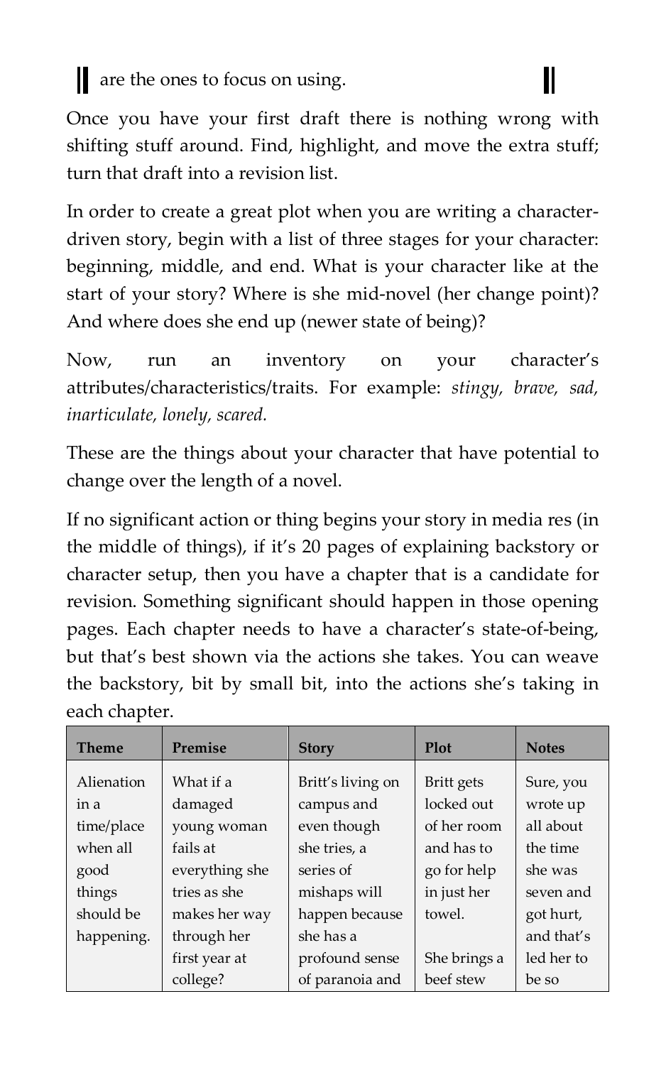are the ones to focus on using.

Once you have your first draft there is nothing wrong with shifting stuff around. Find, highlight, and move the extra stuff; turn that draft into a revision list.

In order to create a great plot when you are writing a character-driven story, begin with a list of three stages for your character: beginning, middle, and end. What is your character like at the start of your story? Where is she mid-novel (her change point)? And where does she end up (newer state of being)?

Now, run an inventory on your character's attributes/characteristics/traits. For example: *stingy, brave, sad, inarticulate, lonely, scared.*

These are the things about your character that have potential to change over the length of a novel.

If no significant action or thing begins your story in media res (in the middle of things), if it's 20 pages of explaining backstory or character setup, then you have a chapter that is a candidate for revision. Something significant should happen in those opening pages. Each chapter needs to have a character's state-of-being, but that's best shown via the actions she takes. You can weave the backstory, bit by small bit, into the actions she's taking in each chapter.

| Theme | Premise | Story | Plot | Notes |
|---|---|---|---|---|
| Alienation in a time/place when all good things should be happening. | What if a damaged young woman fails at everything she tries as she makes her way through her first year at college? | Britt's living on campus and even though she tries, a series of mishaps will happen because she has a profound sense of paranoia and | Britt gets locked out of her room and has to go for help in just her towel.<br><br>She brings a beef stew | Sure, you wrote up all about the time she was seven and got hurt, and that's led her to be so |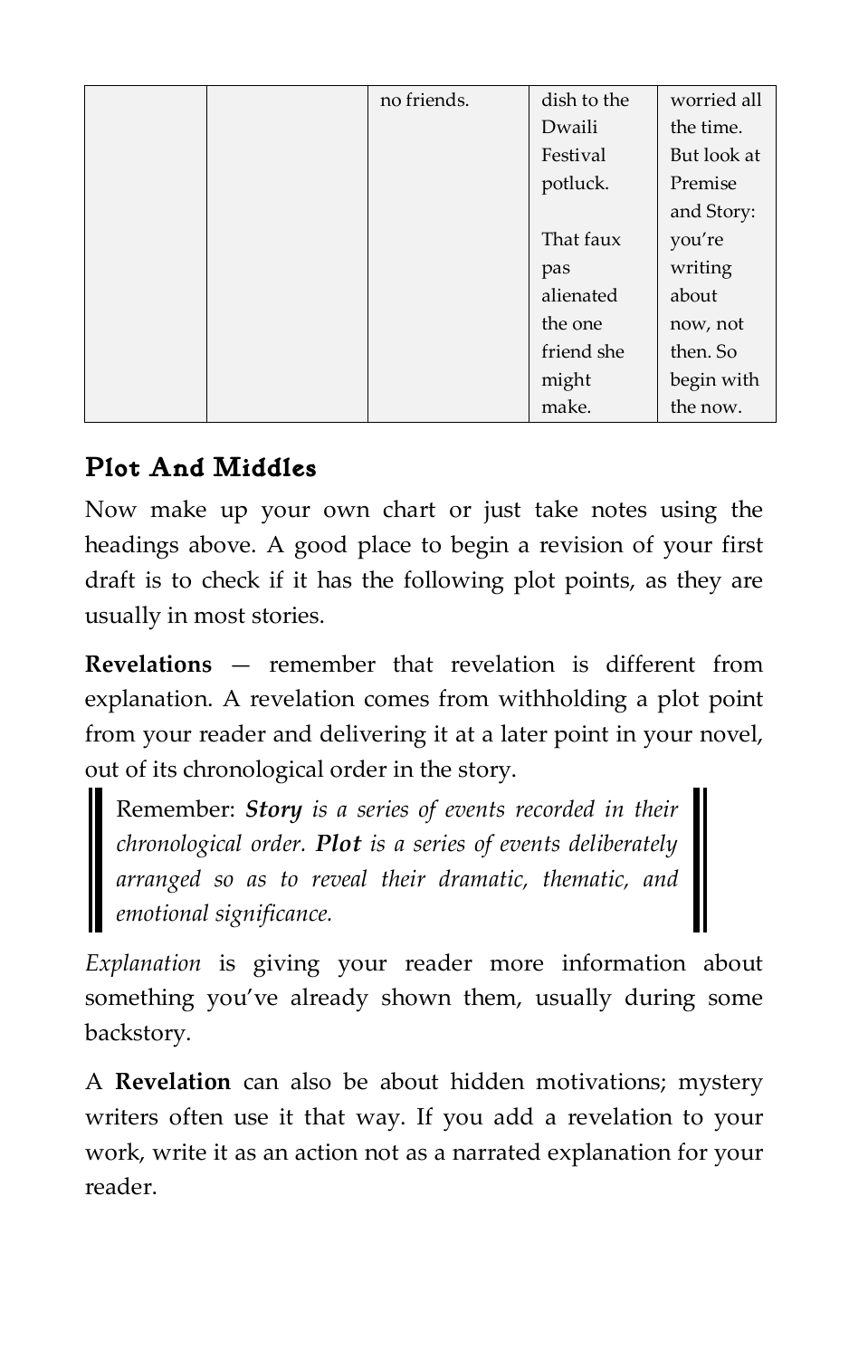|  |  | no friends. | dish to the Dwaili Festival potluck.<br><br>That faux pas alienated the one friend she might make. | worried all the time. But look at Premise and Story: you're writing about now, not then. So begin with the now. |
|---|---|---|---|---|

## Plot And Middles

Now make up your own chart or just take notes using the headings above. A good place to begin a revision of your first draft is to check if it has the following plot points, as they are usually in most stories.

**Revelations** — remember that revelation is different from explanation. A revelation comes from withholding a plot point from your reader and delivering it at a later point in your novel, out of its chronological order in the story.

> Remember: ***Story*** *is a series of events recorded in their chronological order.* ***Plot*** *is a series of events deliberately arranged so as to reveal their dramatic, thematic, and emotional significance.*

*Explanation* is giving your reader more information about something you've already shown them, usually during some backstory.

A **Revelation** can also be about hidden motivations; mystery writers often use it that way. If you add a revelation to your work, write it as an action not as a narrated explanation for your reader.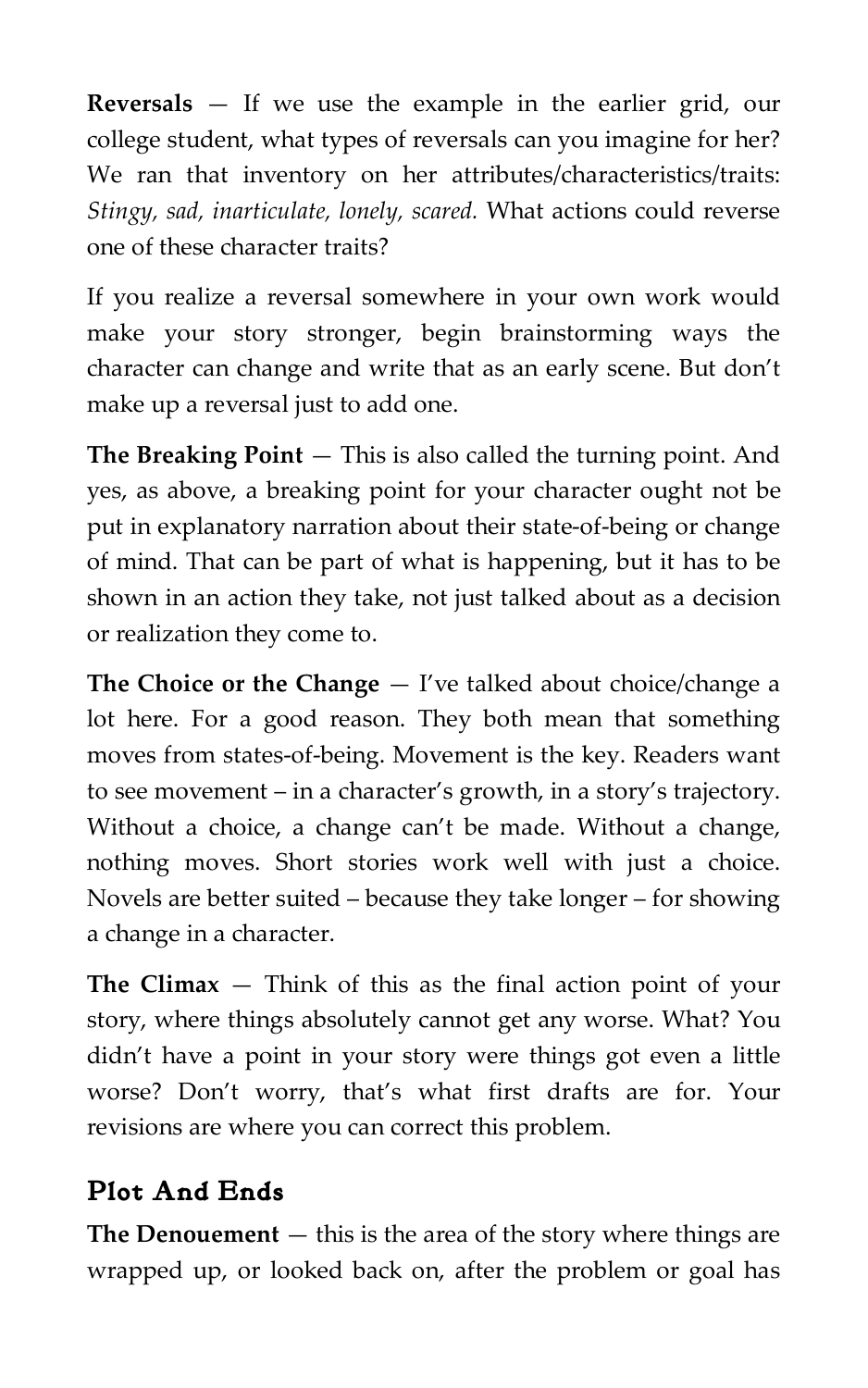**Reversals** — If we use the example in the earlier grid, our college student, what types of reversals can you imagine for her? We ran that inventory on her attributes/characteristics/traits: *Stingy, sad, inarticulate, lonely, scared.* What actions could reverse one of these character traits?

If you realize a reversal somewhere in your own work would make your story stronger, begin brainstorming ways the character can change and write that as an early scene. But don't make up a reversal just to add one.

**The Breaking Point** — This is also called the turning point. And yes, as above, a breaking point for your character ought not be put in explanatory narration about their state-of-being or change of mind. That can be part of what is happening, but it has to be shown in an action they take, not just talked about as a decision or realization they come to.

**The Choice or the Change** — I've talked about choice/change a lot here. For a good reason. They both mean that something moves from states-of-being. Movement is the key. Readers want to see movement – in a character's growth, in a story's trajectory. Without a choice, a change can't be made. Without a change, nothing moves. Short stories work well with just a choice. Novels are better suited – because they take longer – for showing a change in a character.

**The Climax** — Think of this as the final action point of your story, where things absolutely cannot get any worse. What? You didn't have a point in your story were things got even a little worse? Don't worry, that's what first drafts are for. Your revisions are where you can correct this problem.

## Plot And Ends

**The Denouement** — this is the area of the story where things are wrapped up, or looked back on, after the problem or goal has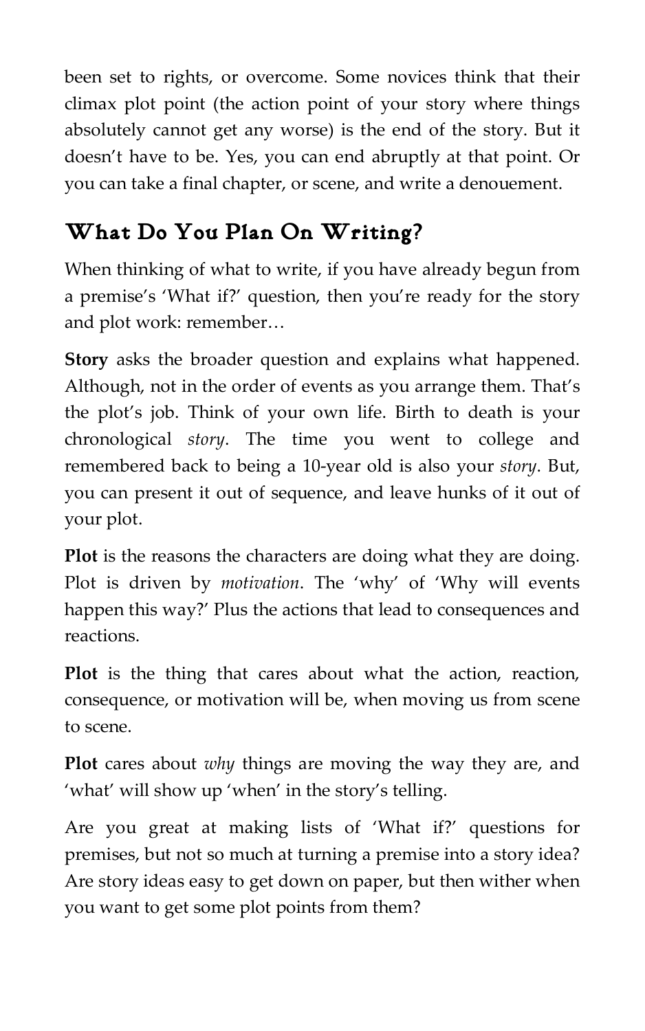been set to rights, or overcome. Some novices think that their climax plot point (the action point of your story where things absolutely cannot get any worse) is the end of the story. But it doesn't have to be. Yes, you can end abruptly at that point. Or you can take a final chapter, or scene, and write a denouement.

## What Do You Plan On Writing?

When thinking of what to write, if you have already begun from a premise's 'What if?' question, then you're ready for the story and plot work: remember…

**Story** asks the broader question and explains what happened. Although, not in the order of events as you arrange them. That's the plot's job. Think of your own life. Birth to death is your chronological *story*. The time you went to college and remembered back to being a 10-year old is also your *story*. But, you can present it out of sequence, and leave hunks of it out of your plot.

**Plot** is the reasons the characters are doing what they are doing. Plot is driven by *motivation*. The 'why' of 'Why will events happen this way?' Plus the actions that lead to consequences and reactions.

**Plot** is the thing that cares about what the action, reaction, consequence, or motivation will be, when moving us from scene to scene.

**Plot** cares about *why* things are moving the way they are, and 'what' will show up 'when' in the story's telling.

Are you great at making lists of 'What if?' questions for premises, but not so much at turning a premise into a story idea? Are story ideas easy to get down on paper, but then wither when you want to get some plot points from them?